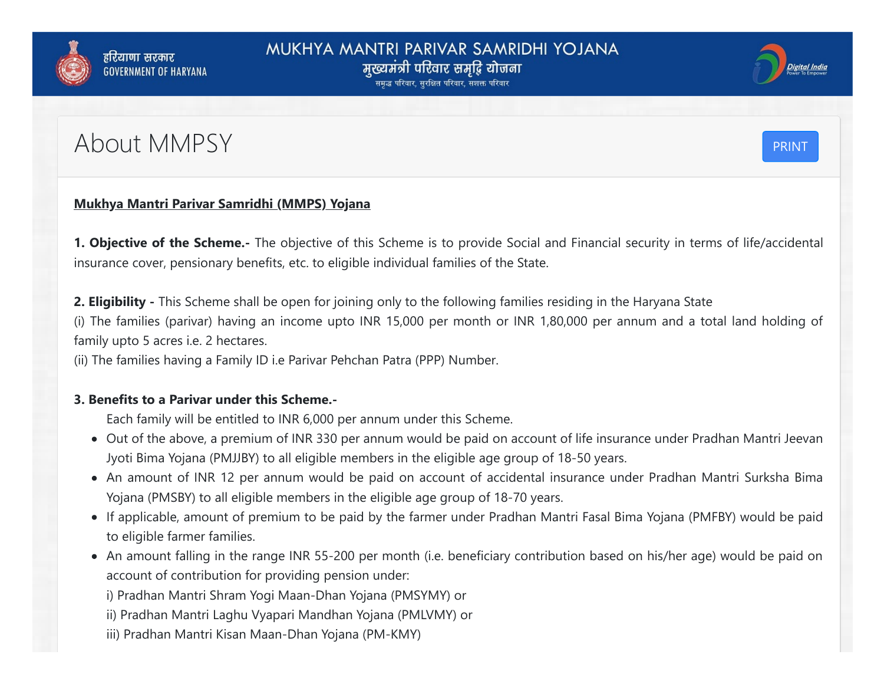# MUKHYA MANTRI PARIVAR SAMRIDHI YOJANA

मुख्यमंत्री परिवार समृद्धि योजना

समृद्ध परिवार, सुरक्षित परिवार, सशक्त परिवार

हरियाणा सरकार
GOVERNMENT OF HARYANA

## About MMPSY

**Mukhya Mantri Parivar Samridhi (MMPS) Yojana**

**1. Objective of the Scheme.-** The objective of this Scheme is to provide Social and Financial security in terms of life/accidental insurance cover, pensionary benefits, etc. to eligible individual families of the State.

**2. Eligibility -** This Scheme shall be open for joining only to the following families residing in the Haryana State

(i) The families (parivar) having an income upto INR 15,000 per month or INR 1,80,000 per annum and a total land holding of family upto 5 acres i.e. 2 hectares.

(ii) The families having a Family ID i.e Parivar Pehchan Patra (PPP) Number.

**3. Benefits to a Parivar under this Scheme.-**

Each family will be entitled to INR 6,000 per annum under this Scheme.

- Out of the above, a premium of INR 330 per annum would be paid on account of life insurance under Pradhan Mantri Jeevan Jyoti Bima Yojana (PMJJBY) to all eligible members in the eligible age group of 18-50 years.
- An amount of INR 12 per annum would be paid on account of accidental insurance under Pradhan Mantri Surksha Bima Yojana (PMSBY) to all eligible members in the eligible age group of 18-70 years.
- If applicable, amount of premium to be paid by the farmer under Pradhan Mantri Fasal Bima Yojana (PMFBY) would be paid to eligible farmer families.
- An amount falling in the range INR 55-200 per month (i.e. beneficiary contribution based on his/her age) would be paid on account of contribution for providing pension under:

  i) Pradhan Mantri Shram Yogi Maan-Dhan Yojana (PMSYMY) or

  ii) Pradhan Mantri Laghu Vyapari Mandhan Yojana (PMLVMY) or

  iii) Pradhan Mantri Kisan Maan-Dhan Yojana (PM-KMY)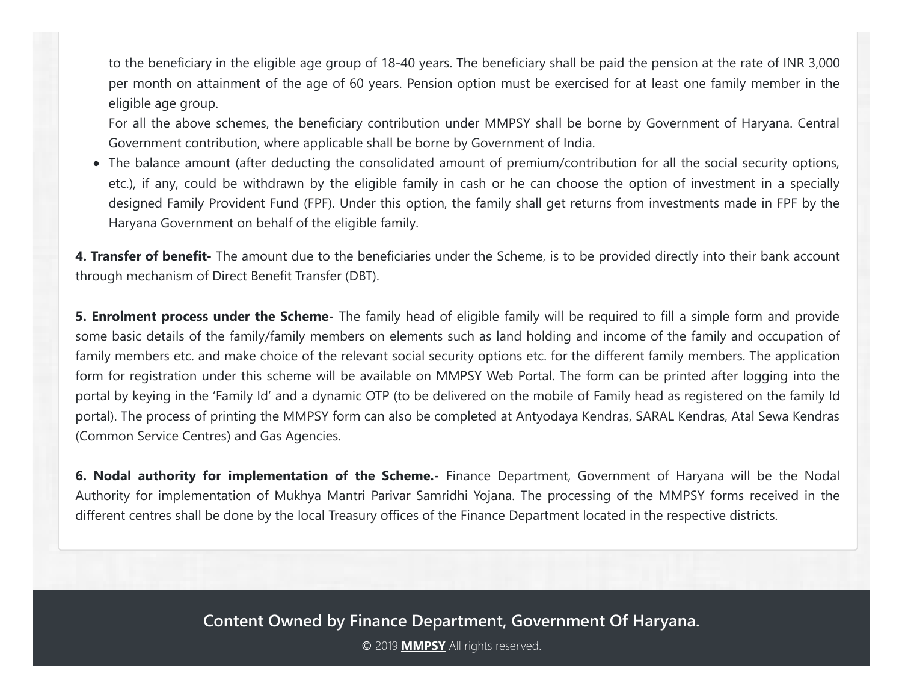to the beneficiary in the eligible age group of 18-40 years. The beneficiary shall be paid the pension at the rate of INR 3,000 per month on attainment of the age of 60 years. Pension option must be exercised for at least one family member in the eligible age group.

For all the above schemes, the beneficiary contribution under MMPSY shall be borne by Government of Haryana. Central Government contribution, where applicable shall be borne by Government of India.

- The balance amount (after deducting the consolidated amount of premium/contribution for all the social security options, etc.), if any, could be withdrawn by the eligible family in cash or he can choose the option of investment in a specially designed Family Provident Fund (FPF). Under this option, the family shall get returns from investments made in FPF by the Haryana Government on behalf of the eligible family.

**4. Transfer of benefit-** The amount due to the beneficiaries under the Scheme, is to be provided directly into their bank account through mechanism of Direct Benefit Transfer (DBT).

**5. Enrolment process under the Scheme-** The family head of eligible family will be required to fill a simple form and provide some basic details of the family/family members on elements such as land holding and income of the family and occupation of family members etc. and make choice of the relevant social security options etc. for the different family members. The application form for registration under this scheme will be available on MMPSY Web Portal. The form can be printed after logging into the portal by keying in the 'Family Id' and a dynamic OTP (to be delivered on the mobile of Family head as registered on the family Id portal). The process of printing the MMPSY form can also be completed at Antyodaya Kendras, SARAL Kendras, Atal Sewa Kendras (Common Service Centres) and Gas Agencies.

**6. Nodal authority for implementation of the Scheme.-** Finance Department, Government of Haryana will be the Nodal Authority for implementation of Mukhya Mantri Parivar Samridhi Yojana. The processing of the MMPSY forms received in the different centres shall be done by the local Treasury offices of the Finance Department located in the respective districts.

**Content Owned by Finance Department, Government Of Haryana.**

© 2019 **MMPSY** All rights reserved.